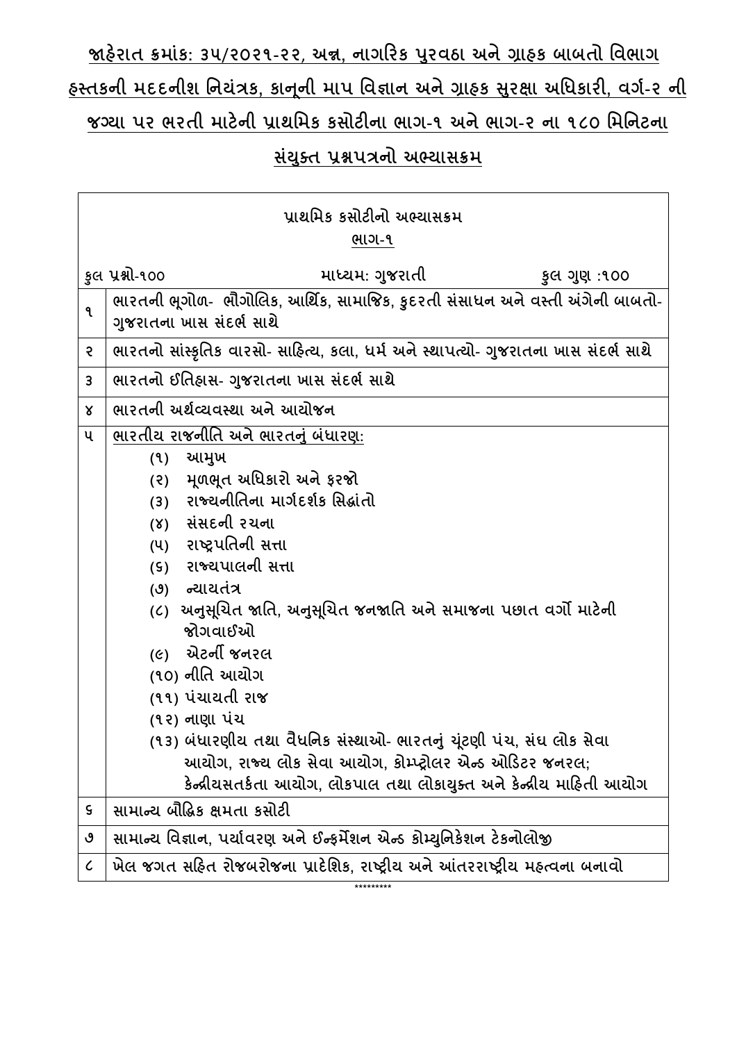# જાહેરાત ક્રમાંક: ૩૫/૨૦૨૧-૨૨, અન્ન, નાગરિક પુરવઠા અને ગ્રાહક બાબતો વિભાગ હસ્તકની મદદનીશ નિયંત્રક, કાનૂની માપ વિજ્ઞાન અને ગ્રાહક સુરક્ષા અધિકારી, વર્ગ-૨ ની જગ્યા પર ભરતી માટેની પ્રાથમિક કસોટીના ભાગ-૧ અને ભાગ-૨ ના ૧૮૦ મિનિટના સંયુક્ત પ્રશ્નપત્રનો અભ્યાસક્રમ

**પ્રાથમિક કસોટીનો અભ્યાસક્રમ**

**ભાગ-૧**

કુલ પ્રશ્નો-૧૦૦ | માધ્યમ: ગુજરાતી | કુલ ગુણ :૧૦૦

| | |
|---|---|
| ૧ | ભારતની ભૂગોળ- ભૌગોલિક, આર્થિક, સામાજિક, કુદરતી સંસાધન અને વસ્તી અંગેની બાબતો- ગુજરાતના ખાસ સંદર્ભ સાથે |
| ૨ | ભારતનો સાંસ્કૃતિક વારસો- સાહિત્ય, કલા, ધર્મ અને સ્થાપત્યો- ગુજરાતના ખાસ સંદર્ભ સાથે |
| ૩ | ભારતનો ઈતિહાસ- ગુજરાતના ખાસ સંદર્ભ સાથે |
| ૪ | ભારતની અર્થવ્યવસ્થા અને આયોજન |
| ૫ | <u>ભારતીય રાજનીતિ અને ભારતનું બંધારણ:</u><br>(૧) આમુખ<br>(૨) મૂળભૂત અધિકારો અને ફરજો<br>(૩) રાજ્યનીતિના માર્ગદર્શક સિદ્ધાંતો<br>(૪) સંસદની રચના<br>(૫) રાષ્ટ્રપતિની સત્તા<br>(૬) રાજ્યપાલની સત્તા<br>(૭) ન્યાયતંત્ર<br>(૮) અનુસૂચિત જાતિ, અનુસૂચિત જનજાતિ અને સમાજના પછાત વર્ગો માટેની જોગવાઈઓ<br>(૯) એટર્ની જનરલ<br>(૧૦) નીતિ આયોગ<br>(૧૧) પંચાયતી રાજ<br>(૧૨) નાણા પંચ<br>(૧૩) બંધારણીય તથા વૈધનિક સંસ્થાઓ- ભારતનું ચૂંટણી પંચ, સંઘ લોક સેવા આયોગ, રાજ્ય લોક સેવા આયોગ, કોમ્પ્ટ્રોલર એન્ડ ઓડિટર જનરલ; કેન્દ્રીયસતર્કતા આયોગ, લોકપાલ તથા લોકાયુક્ત અને કેન્દ્રીય માહિતી આયોગ |
| ૬ | સામાન્ય બૌદ્ધિક ક્ષમતા કસોટી |
| ૭ | સામાન્ય વિજ્ઞાન, પર્યાવરણ અને ઈન્ફર્મેશન એન્ડ કોમ્યુનિકેશન ટેકનોલોજી |
| ૮ | ખેલ જગત સહિત રોજબરોજના પ્રાદેશિક, રાષ્ટ્રીય અને આંતરરાષ્ટ્રીય મહત્વના બનાવો |

\*\*\*\*\*\*\*\*\*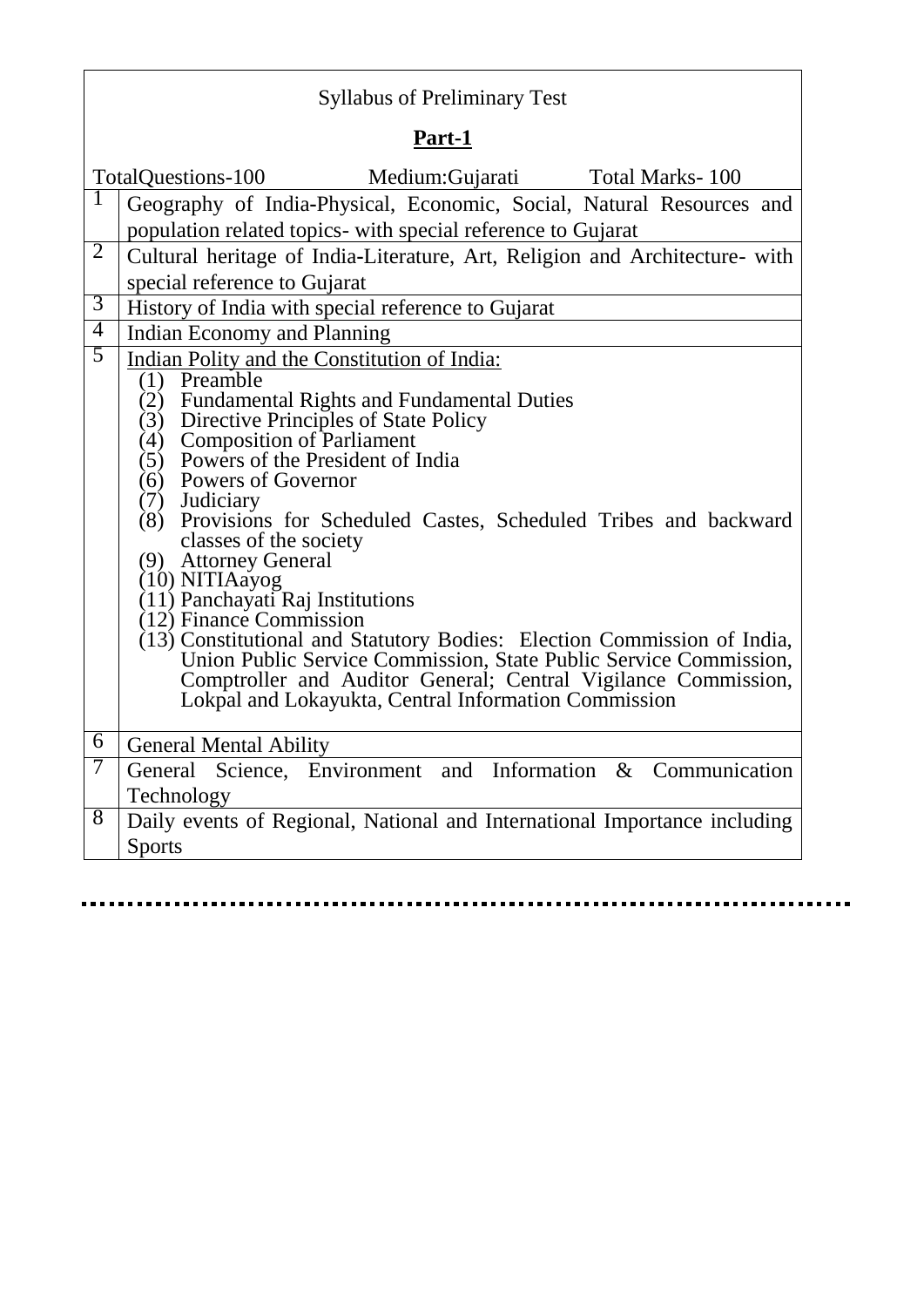Syllabus of Preliminary Test

**Part-1**

TotalQuestions-100 Medium:Gujarati Total Marks- 100

| | |
|---|---|
| 1 | Geography of India-Physical, Economic, Social, Natural Resources and population related topics- with special reference to Gujarat |
| 2 | Cultural heritage of India-Literature, Art, Religion and Architecture- with special reference to Gujarat |
| 3 | History of India with special reference to Gujarat |
| 4 | Indian Economy and Planning |
| 5 | Indian Polity and the Constitution of India:<br>(1) Preamble<br>(2) Fundamental Rights and Fundamental Duties<br>(3) Directive Principles of State Policy<br>(4) Composition of Parliament<br>(5) Powers of the President of India<br>(6) Powers of Governor<br>(7) Judiciary<br>(8) Provisions for Scheduled Castes, Scheduled Tribes and backward classes of the society<br>(9) Attorney General<br>(10) NITIAayog<br>(11) Panchayati Raj Institutions<br>(12) Finance Commission<br>(13) Constitutional and Statutory Bodies: Election Commission of India, Union Public Service Commission, State Public Service Commission, Comptroller and Auditor General; Central Vigilance Commission, Lokpal and Lokayukta, Central Information Commission |
| 6 | General Mental Ability |
| 7 | General Science, Environment and Information & Communication Technology |
| 8 | Daily events of Regional, National and International Importance including Sports |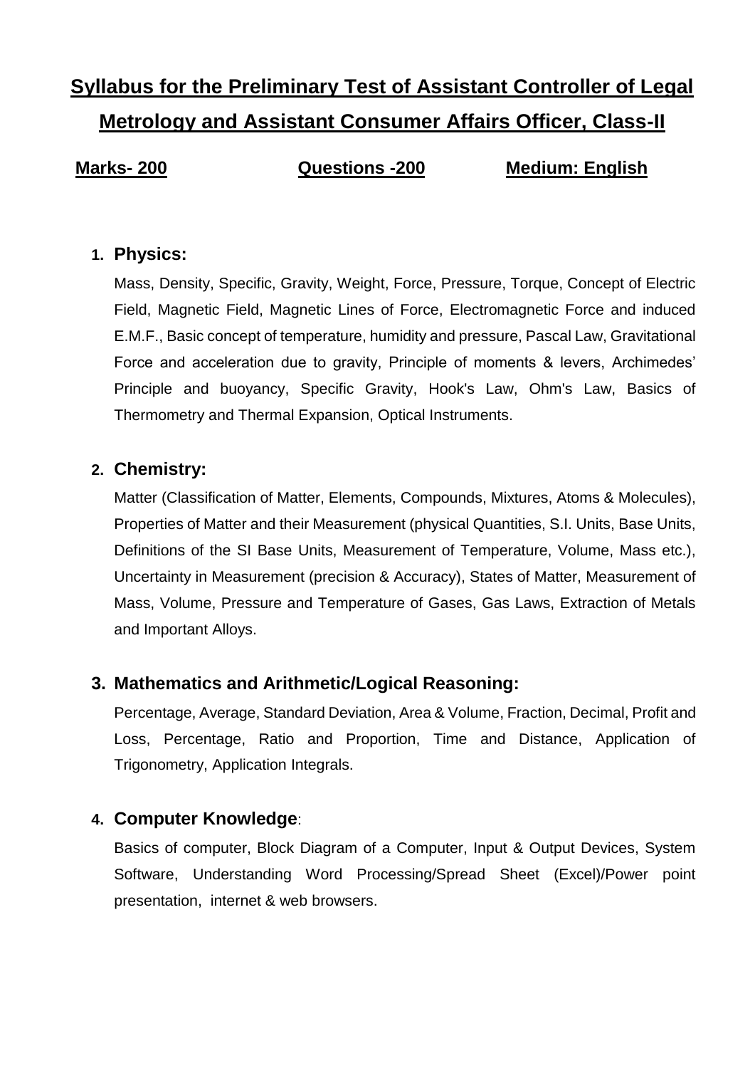# Syllabus for the Preliminary Test of Assistant Controller of Legal Metrology and Assistant Consumer Affairs Officer, Class-II

**Marks- 200** **Questions -200** **Medium: English**

1. **Physics:**

   Mass, Density, Specific, Gravity, Weight, Force, Pressure, Torque, Concept of Electric Field, Magnetic Field, Magnetic Lines of Force, Electromagnetic Force and induced E.M.F., Basic concept of temperature, humidity and pressure, Pascal Law, Gravitational Force and acceleration due to gravity, Principle of moments & levers, Archimedes' Principle and buoyancy, Specific Gravity, Hook's Law, Ohm's Law, Basics of Thermometry and Thermal Expansion, Optical Instruments.

2. **Chemistry:**

   Matter (Classification of Matter, Elements, Compounds, Mixtures, Atoms & Molecules), Properties of Matter and their Measurement (physical Quantities, S.I. Units, Base Units, Definitions of the SI Base Units, Measurement of Temperature, Volume, Mass etc.), Uncertainty in Measurement (precision & Accuracy), States of Matter, Measurement of Mass, Volume, Pressure and Temperature of Gases, Gas Laws, Extraction of Metals and Important Alloys.

3. **Mathematics and Arithmetic/Logical Reasoning:**

   Percentage, Average, Standard Deviation, Area & Volume, Fraction, Decimal, Profit and Loss, Percentage, Ratio and Proportion, Time and Distance, Application of Trigonometry, Application Integrals.

4. **Computer Knowledge**:

   Basics of computer, Block Diagram of a Computer, Input & Output Devices, System Software, Understanding Word Processing/Spread Sheet (Excel)/Power point presentation, internet & web browsers.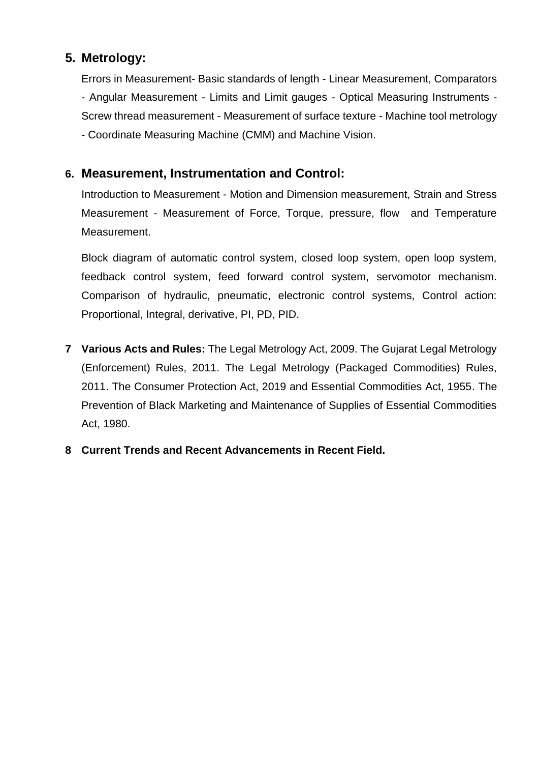## 5. Metrology:

Errors in Measurement- Basic standards of length - Linear Measurement, Comparators - Angular Measurement - Limits and Limit gauges - Optical Measuring Instruments - Screw thread measurement - Measurement of surface texture - Machine tool metrology - Coordinate Measuring Machine (CMM) and Machine Vision.

## 6. Measurement, Instrumentation and Control:

Introduction to Measurement - Motion and Dimension measurement, Strain and Stress Measurement - Measurement of Force, Torque, pressure, flow and Temperature Measurement.

Block diagram of automatic control system, closed loop system, open loop system, feedback control system, feed forward control system, servomotor mechanism. Comparison of hydraulic, pneumatic, electronic control systems, Control action: Proportional, Integral, derivative, PI, PD, PID.

**7 Various Acts and Rules:** The Legal Metrology Act, 2009. The Gujarat Legal Metrology (Enforcement) Rules, 2011. The Legal Metrology (Packaged Commodities) Rules, 2011. The Consumer Protection Act, 2019 and Essential Commodities Act, 1955. The Prevention of Black Marketing and Maintenance of Supplies of Essential Commodities Act, 1980.

**8 Current Trends and Recent Advancements in Recent Field.**